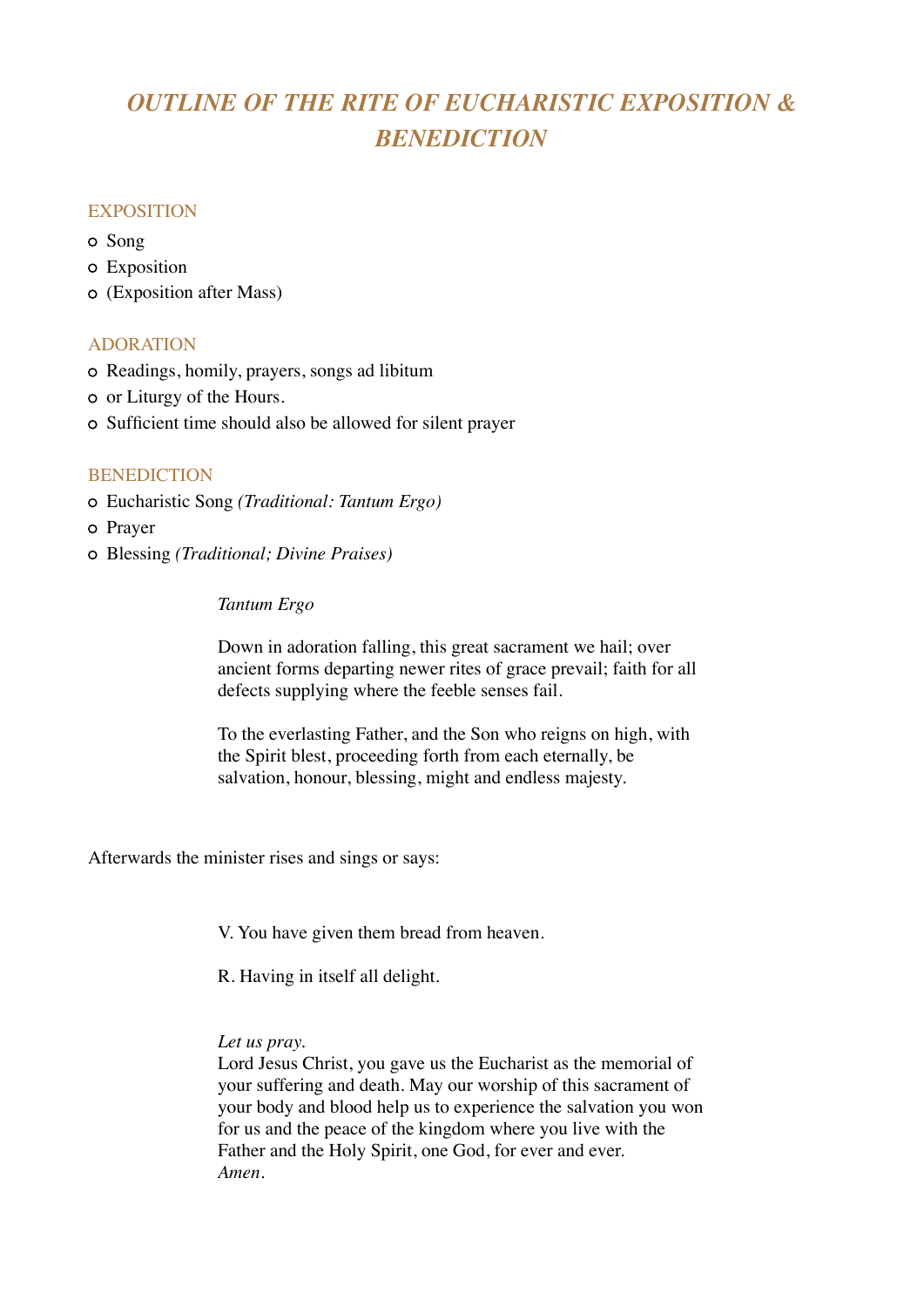# *OUTLINE OF THE RITE OF EUCHARISTIC EXPOSITION & BENEDICTION*

## EXPOSITION

- Song
- Exposition
- (Exposition after Mass)

## ADORATION

- Readings, homily, prayers, songs ad libitum
- or Liturgy of the Hours.
- Sufficient time should also be allowed for silent prayer

## BENEDICTION

- Eucharistic Song *(Traditional: Tantum Ergo)*
- Prayer
- Blessing *(Traditional; Divine Praises)*

*Tantum Ergo*

Down in adoration falling, this great sacrament we hail; over ancient forms departing newer rites of grace prevail; faith for all defects supplying where the feeble senses fail.

To the everlasting Father, and the Son who reigns on high, with the Spirit blest, proceeding forth from each eternally, be salvation, honour, blessing, might and endless majesty.

Afterwards the minister rises and sings or says:

V. You have given them bread from heaven.

R. Having in itself all delight.

*Let us pray.*
Lord Jesus Christ, you gave us the Eucharist as the memorial of your suffering and death. May our worship of this sacrament of your body and blood help us to experience the salvation you won for us and the peace of the kingdom where you live with the Father and the Holy Spirit, one God, for ever and ever.
*Amen.*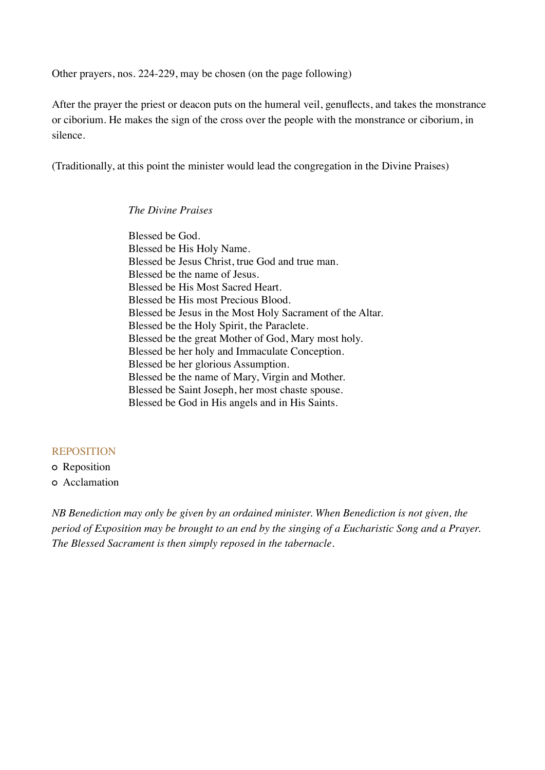Other prayers, nos. 224-229, may be chosen (on the page following)

After the prayer the priest or deacon puts on the humeral veil, genuflects, and takes the monstrance or ciborium. He makes the sign of the cross over the people with the monstrance or ciborium, in silence.

(Traditionally, at this point the minister would lead the congregation in the Divine Praises)

*The Divine Praises*

Blessed be God.
Blessed be His Holy Name.
Blessed be Jesus Christ, true God and true man.
Blessed be the name of Jesus.
Blessed be His Most Sacred Heart.
Blessed be His most Precious Blood.
Blessed be Jesus in the Most Holy Sacrament of the Altar.
Blessed be the Holy Spirit, the Paraclete.
Blessed be the great Mother of God, Mary most holy.
Blessed be her holy and Immaculate Conception.
Blessed be her glorious Assumption.
Blessed be the name of Mary, Virgin and Mother.
Blessed be Saint Joseph, her most chaste spouse.
Blessed be God in His angels and in His Saints.

## REPOSITION

- Reposition
- Acclamation

*NB Benediction may only be given by an ordained minister. When Benediction is not given, the period of Exposition may be brought to an end by the singing of a Eucharistic Song and a Prayer. The Blessed Sacrament is then simply reposed in the tabernacle.*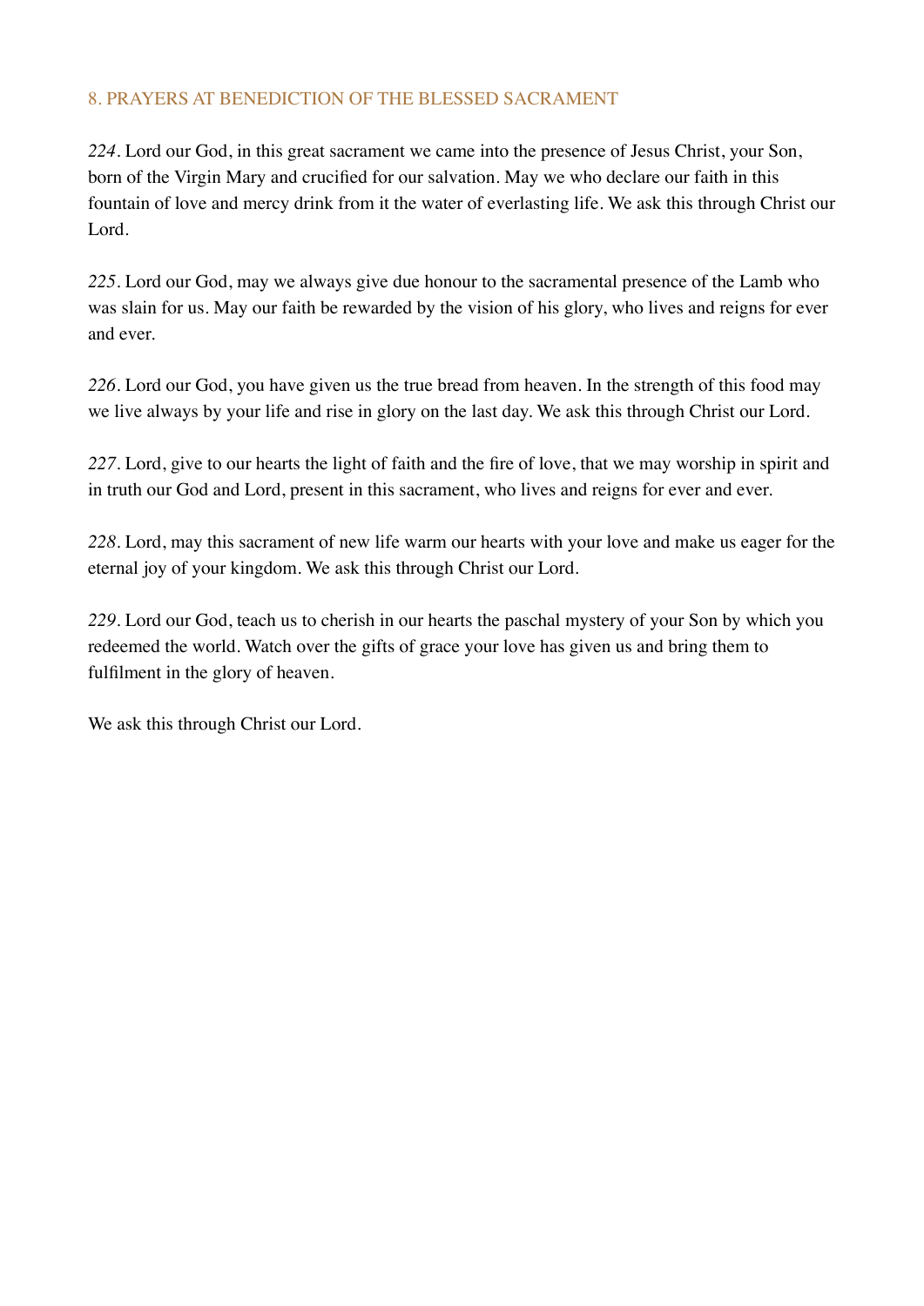## 8. PRAYERS AT BENEDICTION OF THE BLESSED SACRAMENT

*224*. Lord our God, in this great sacrament we came into the presence of Jesus Christ, your Son, born of the Virgin Mary and crucified for our salvation. May we who declare our faith in this fountain of love and mercy drink from it the water of everlasting life. We ask this through Christ our Lord.

*225*. Lord our God, may we always give due honour to the sacramental presence of the Lamb who was slain for us. May our faith be rewarded by the vision of his glory, who lives and reigns for ever and ever.

*226*. Lord our God, you have given us the true bread from heaven. In the strength of this food may we live always by your life and rise in glory on the last day. We ask this through Christ our Lord.

*227*. Lord, give to our hearts the light of faith and the fire of love, that we may worship in spirit and in truth our God and Lord, present in this sacrament, who lives and reigns for ever and ever.

*228*. Lord, may this sacrament of new life warm our hearts with your love and make us eager for the eternal joy of your kingdom. We ask this through Christ our Lord.

*229*. Lord our God, teach us to cherish in our hearts the paschal mystery of your Son by which you redeemed the world. Watch over the gifts of grace your love has given us and bring them to fulfilment in the glory of heaven.

We ask this through Christ our Lord.